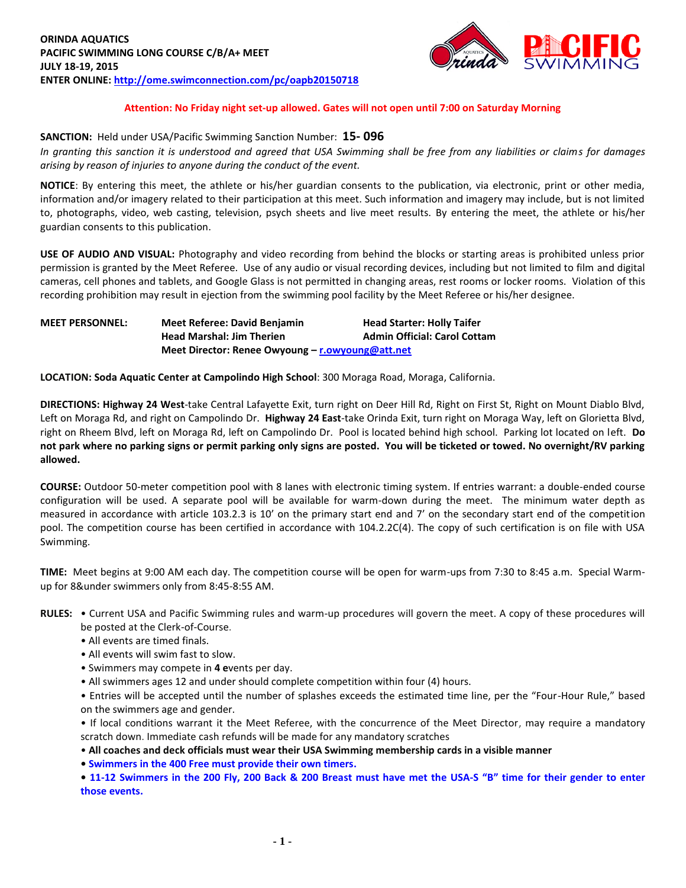**ORINDA AQUATICS**
**PACIFIC SWIMMING LONG COURSE C/B/A+ MEET**
**JULY 18-19, 2015**
**ENTER ONLINE: http://ome.swimconnection.com/pc/oapb20150718**

**Attention: No Friday night set-up allowed. Gates will not open until 7:00 on Saturday Morning**

**SANCTION:** Held under USA/Pacific Swimming Sanction Number: **15- 096**
*In granting this sanction it is understood and agreed that USA Swimming shall be free from any liabilities or claims for damages arising by reason of injuries to anyone during the conduct of the event.*

**NOTICE**: By entering this meet, the athlete or his/her guardian consents to the publication, via electronic, print or other media, information and/or imagery related to their participation at this meet. Such information and imagery may include, but is not limited to, photographs, video, web casting, television, psych sheets and live meet results. By entering the meet, the athlete or his/her guardian consents to this publication.

**USE OF AUDIO AND VISUAL:** Photography and video recording from behind the blocks or starting areas is prohibited unless prior permission is granted by the Meet Referee. Use of any audio or visual recording devices, including but not limited to film and digital cameras, cell phones and tablets, and Google Glass is not permitted in changing areas, rest rooms or locker rooms. Violation of this recording prohibition may result in ejection from the swimming pool facility by the Meet Referee or his/her designee.

**MEET PERSONNEL:**
**Meet Referee: David Benjamin** | **Head Starter: Holly Taifer**
**Head Marshal: Jim Therien** | **Admin Official: Carol Cottam**
**Meet Director: Renee Owyoung – r.owyoung@att.net**

**LOCATION: Soda Aquatic Center at Campolindo High School**: 300 Moraga Road, Moraga, California.

**DIRECTIONS: Highway 24 West**-take Central Lafayette Exit, turn right on Deer Hill Rd, Right on First St, Right on Mount Diablo Blvd, Left on Moraga Rd, and right on Campolindo Dr. **Highway 24 East**-take Orinda Exit, turn right on Moraga Way, left on Glorietta Blvd, right on Rheem Blvd, left on Moraga Rd, left on Campolindo Dr. Pool is located behind high school. Parking lot located on left. **Do not park where no parking signs or permit parking only signs are posted. You will be ticketed or towed. No overnight/RV parking allowed.**

**COURSE:** Outdoor 50-meter competition pool with 8 lanes with electronic timing system. If entries warrant: a double-ended course configuration will be used. A separate pool will be available for warm-down during the meet. The minimum water depth as measured in accordance with article 103.2.3 is 10' on the primary start end and 7' on the secondary start end of the competition pool. The competition course has been certified in accordance with 104.2.2C(4). The copy of such certification is on file with USA Swimming.

**TIME:** Meet begins at 9:00 AM each day. The competition course will be open for warm-ups from 7:30 to 8:45 a.m. Special Warm-up for 8&under swimmers only from 8:45-8:55 AM.

**RULES:**
- Current USA and Pacific Swimming rules and warm-up procedures will govern the meet. A copy of these procedures will be posted at the Clerk-of-Course.
- All events are timed finals.
- All events will swim fast to slow.
- Swimmers may compete in **4 e**vents per day.
- All swimmers ages 12 and under should complete competition within four (4) hours.
- Entries will be accepted until the number of splashes exceeds the estimated time line, per the "Four-Hour Rule," based on the swimmers age and gender.
- If local conditions warrant it the Meet Referee, with the concurrence of the Meet Director, may require a mandatory scratch down. Immediate cash refunds will be made for any mandatory scratches
- **All coaches and deck officials must wear their USA Swimming membership cards in a visible manner**
- **Swimmers in the 400 Free must provide their own timers.**
- **11-12 Swimmers in the 200 Fly, 200 Back & 200 Breast must have met the USA-S "B" time for their gender to enter those events.**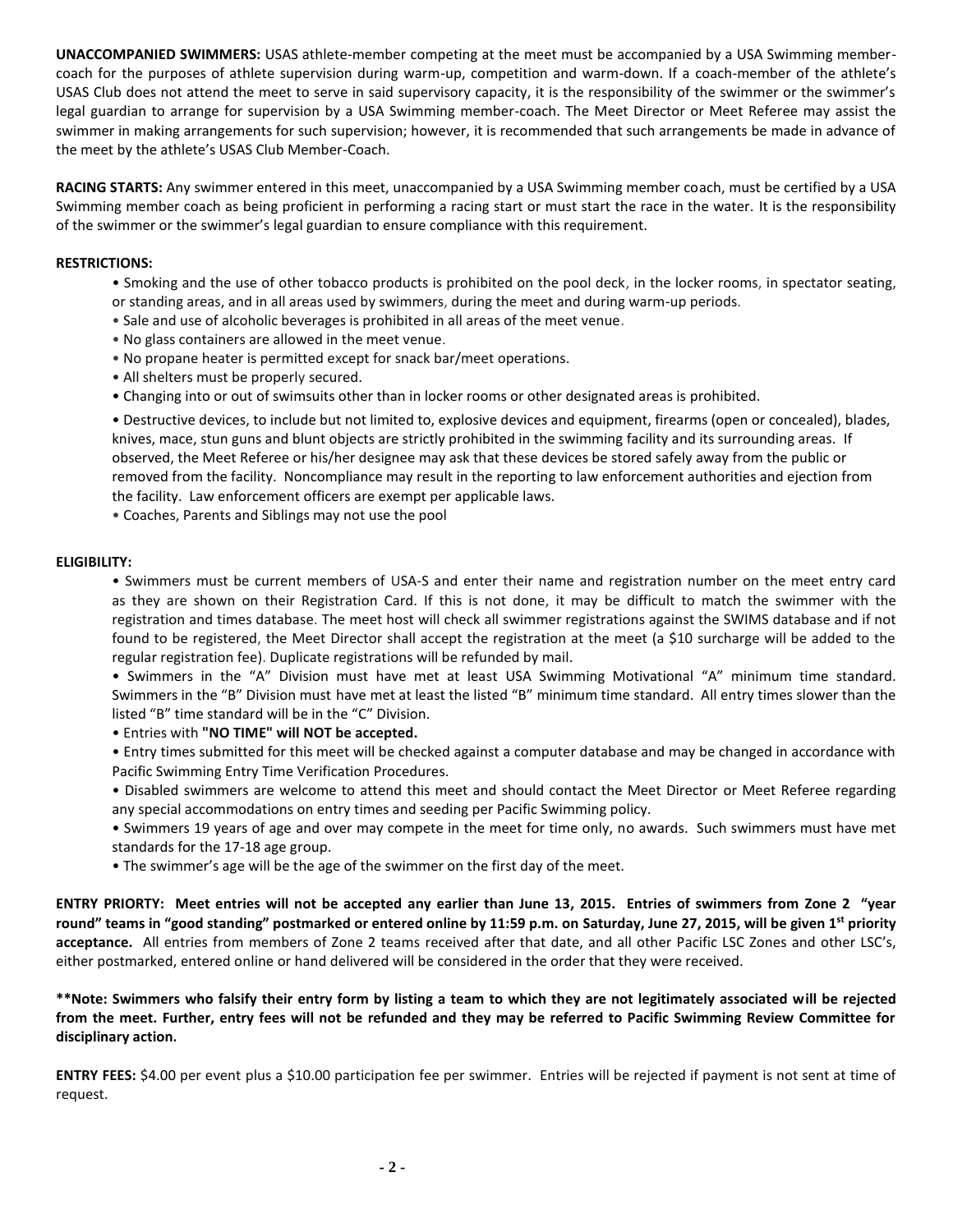**UNACCOMPANIED SWIMMERS:** USAS athlete-member competing at the meet must be accompanied by a USA Swimming member-coach for the purposes of athlete supervision during warm-up, competition and warm-down. If a coach-member of the athlete's USAS Club does not attend the meet to serve in said supervisory capacity, it is the responsibility of the swimmer or the swimmer's legal guardian to arrange for supervision by a USA Swimming member-coach. The Meet Director or Meet Referee may assist the swimmer in making arrangements for such supervision; however, it is recommended that such arrangements be made in advance of the meet by the athlete's USAS Club Member-Coach.

**RACING STARTS:** Any swimmer entered in this meet, unaccompanied by a USA Swimming member coach, must be certified by a USA Swimming member coach as being proficient in performing a racing start or must start the race in the water. It is the responsibility of the swimmer or the swimmer's legal guardian to ensure compliance with this requirement.

**RESTRICTIONS:**

- Smoking and the use of other tobacco products is prohibited on the pool deck, in the locker rooms, in spectator seating, or standing areas, and in all areas used by swimmers, during the meet and during warm-up periods.
- Sale and use of alcoholic beverages is prohibited in all areas of the meet venue.
- No glass containers are allowed in the meet venue.
- No propane heater is permitted except for snack bar/meet operations.
- All shelters must be properly secured.
- Changing into or out of swimsuits other than in locker rooms or other designated areas is prohibited.
- Destructive devices, to include but not limited to, explosive devices and equipment, firearms (open or concealed), blades, knives, mace, stun guns and blunt objects are strictly prohibited in the swimming facility and its surrounding areas. If observed, the Meet Referee or his/her designee may ask that these devices be stored safely away from the public or removed from the facility. Noncompliance may result in the reporting to law enforcement authorities and ejection from the facility. Law enforcement officers are exempt per applicable laws.
- Coaches, Parents and Siblings may not use the pool

**ELIGIBILITY:**

- Swimmers must be current members of USA-S and enter their name and registration number on the meet entry card as they are shown on their Registration Card. If this is not done, it may be difficult to match the swimmer with the registration and times database. The meet host will check all swimmer registrations against the SWIMS database and if not found to be registered, the Meet Director shall accept the registration at the meet (a $10 surcharge will be added to the regular registration fee). Duplicate registrations will be refunded by mail.
- Swimmers in the "A" Division must have met at least USA Swimming Motivational "A" minimum time standard. Swimmers in the "B" Division must have met at least the listed "B" minimum time standard. All entry times slower than the listed "B" time standard will be in the "C" Division.
- Entries with **"NO TIME" will NOT be accepted.**
- Entry times submitted for this meet will be checked against a computer database and may be changed in accordance with Pacific Swimming Entry Time Verification Procedures.
- Disabled swimmers are welcome to attend this meet and should contact the Meet Director or Meet Referee regarding any special accommodations on entry times and seeding per Pacific Swimming policy.
- Swimmers 19 years of age and over may compete in the meet for time only, no awards. Such swimmers must have met standards for the 17-18 age group.
- The swimmer's age will be the age of the swimmer on the first day of the meet.

**ENTRY PRIORTY: Meet entries will not be accepted any earlier than June 13, 2015. Entries of swimmers from Zone 2 "year round" teams in "good standing" postmarked or entered online by 11:59 p.m. on Saturday, June 27, 2015, will be given 1st priority acceptance.** All entries from members of Zone 2 teams received after that date, and all other Pacific LSC Zones and other LSC's, either postmarked, entered online or hand delivered will be considered in the order that they were received.

****Note: Swimmers who falsify their entry form by listing a team to which they are not legitimately associated will be rejected from the meet. Further, entry fees will not be refunded and they may be referred to Pacific Swimming Review Committee for disciplinary action.**

**ENTRY FEES:** $4.00 per event plus a $10.00 participation fee per swimmer. Entries will be rejected if payment is not sent at time of request.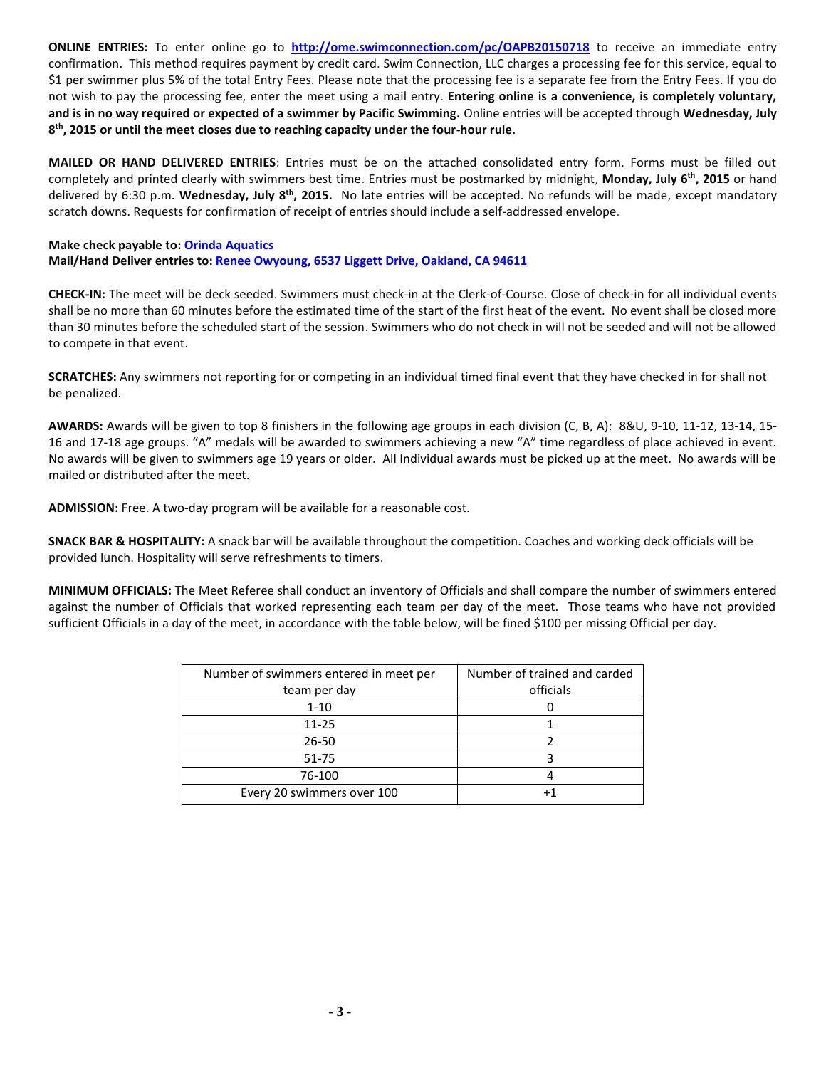**ONLINE ENTRIES:** To enter online go to **http://ome.swimconnection.com/pc/OAPB20150718** to receive an immediate entry confirmation. This method requires payment by credit card. Swim Connection, LLC charges a processing fee for this service, equal to $1 per swimmer plus 5% of the total Entry Fees. Please note that the processing fee is a separate fee from the Entry Fees. If you do not wish to pay the processing fee, enter the meet using a mail entry. **Entering online is a convenience, is completely voluntary, and is in no way required or expected of a swimmer by Pacific Swimming.** Online entries will be accepted through **Wednesday, July 8th, 2015 or until the meet closes due to reaching capacity under the four-hour rule.**

**MAILED OR HAND DELIVERED ENTRIES**: Entries must be on the attached consolidated entry form. Forms must be filled out completely and printed clearly with swimmers best time. Entries must be postmarked by midnight, **Monday, July 6th, 2015** or hand delivered by 6:30 p.m. **Wednesday, July 8th, 2015.** No late entries will be accepted. No refunds will be made, except mandatory scratch downs. Requests for confirmation of receipt of entries should include a self-addressed envelope.

**Make check payable to: Orinda Aquatics**
**Mail/Hand Deliver entries to: Renee Owyoung, 6537 Liggett Drive, Oakland, CA 94611**

**CHECK-IN:** The meet will be deck seeded. Swimmers must check-in at the Clerk-of-Course. Close of check-in for all individual events shall be no more than 60 minutes before the estimated time of the start of the first heat of the event. No event shall be closed more than 30 minutes before the scheduled start of the session. Swimmers who do not check in will not be seeded and will not be allowed to compete in that event.

**SCRATCHES:** Any swimmers not reporting for or competing in an individual timed final event that they have checked in for shall not be penalized.

**AWARDS:** Awards will be given to top 8 finishers in the following age groups in each division (C, B, A): 8&U, 9-10, 11-12, 13-14, 15-16 and 17-18 age groups. "A" medals will be awarded to swimmers achieving a new "A" time regardless of place achieved in event. No awards will be given to swimmers age 19 years or older. All Individual awards must be picked up at the meet. No awards will be mailed or distributed after the meet.

**ADMISSION:** Free. A two-day program will be available for a reasonable cost.

**SNACK BAR & HOSPITALITY:** A snack bar will be available throughout the competition. Coaches and working deck officials will be provided lunch. Hospitality will serve refreshments to timers.

**MINIMUM OFFICIALS:** The Meet Referee shall conduct an inventory of Officials and shall compare the number of swimmers entered against the number of Officials that worked representing each team per day of the meet. Those teams who have not provided sufficient Officials in a day of the meet, in accordance with the table below, will be fined $100 per missing Official per day.

| Number of swimmers entered in meet per team per day | Number of trained and carded officials |
|---|---|
| 1-10 | 0 |
| 11-25 | 1 |
| 26-50 | 2 |
| 51-75 | 3 |
| 76-100 | 4 |
| Every 20 swimmers over 100 | +1 |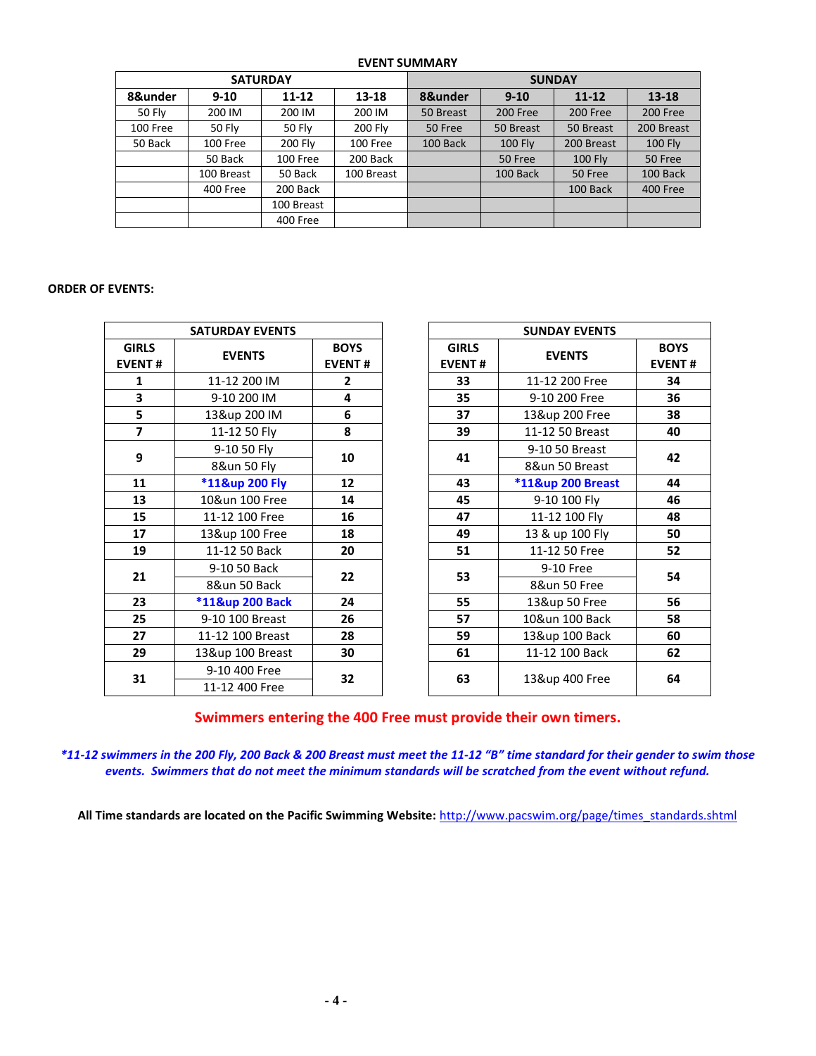**EVENT SUMMARY**

| SATURDAY | | | | SUNDAY | | | |
|---|---|---|---|---|---|---|---|
| **8&under** | **9-10** | **11-12** | **13-18** | **8&under** | **9-10** | **11-12** | **13-18** |
| 50 Fly | 200 IM | 200 IM | 200 IM | 50 Breast | 200 Free | 200 Free | 200 Free |
| 100 Free | 50 Fly | 50 Fly | 200 Fly | 50 Free | 50 Breast | 50 Breast | 200 Breast |
| 50 Back | 100 Free | 200 Fly | 100 Free | 100 Back | 100 Fly | 200 Breast | 100 Fly |
| | 50 Back | 100 Free | 200 Back | | 50 Free | 100 Fly | 50 Free |
| | 100 Breast | 50 Back | 100 Breast | | 100 Back | 50 Free | 100 Back |
| | 400 Free | 200 Back | | | | 100 Back | 400 Free |
| | | 100 Breast | | | | | |
| | | 400 Free | | | | | |

**ORDER OF EVENTS:**

| SATURDAY EVENTS | | |
|---|---|---|
| **GIRLS EVENT #** | **EVENTS** | **BOYS EVENT #** |
| **1** | 11-12 200 IM | **2** |
| **3** | 9-10 200 IM | **4** |
| **5** | 13&up 200 IM | **6** |
| **7** | 11-12 50 Fly | **8** |
| **9** | 9-10 50 Fly<br>8&un 50 Fly | **10** |
| **11** | ***11&up 200 Fly** | **12** |
| **13** | 10&un 100 Free | **14** |
| **15** | 11-12 100 Free | **16** |
| **17** | 13&up 100 Free | **18** |
| **19** | 11-12 50 Back | **20** |
| **21** | 9-10 50 Back<br>8&un 50 Back | **22** |
| **23** | ***11&up 200 Back** | **24** |
| **25** | 9-10 100 Breast | **26** |
| **27** | 11-12 100 Breast | **28** |
| **29** | 13&up 100 Breast | **30** |
| **31** | 9-10 400 Free<br>11-12 400 Free | **32** |

| SUNDAY EVENTS | | |
|---|---|---|
| **GIRLS EVENT #** | **EVENTS** | **BOYS EVENT #** |
| **33** | 11-12 200 Free | **34** |
| **35** | 9-10 200 Free | **36** |
| **37** | 13&up 200 Free | **38** |
| **39** | 11-12 50 Breast | **40** |
| **41** | 9-10 50 Breast<br>8&un 50 Breast | **42** |
| **43** | ***11&up 200 Breast** | **44** |
| **45** | 9-10 100 Fly | **46** |
| **47** | 11-12 100 Fly | **48** |
| **49** | 13 & up 100 Fly | **50** |
| **51** | 11-12 50 Free | **52** |
| **53** | 9-10 Free<br>8&un 50 Free | **54** |
| **55** | 13&up 50 Free | **56** |
| **57** | 10&un 100 Back | **58** |
| **59** | 13&up 100 Back | **60** |
| **61** | 11-12 100 Back | **62** |
| **63** | 13&up 400 Free | **64** |

**Swimmers entering the 400 Free must provide their own timers.**

***\*11-12 swimmers in the 200 Fly, 200 Back & 200 Breast must meet the 11-12 "B" time standard for their gender to swim those events. Swimmers that do not meet the minimum standards will be scratched from the event without refund.***

**All Time standards are located on the Pacific Swimming Website:** http://www.pacswim.org/page/times_standards.shtml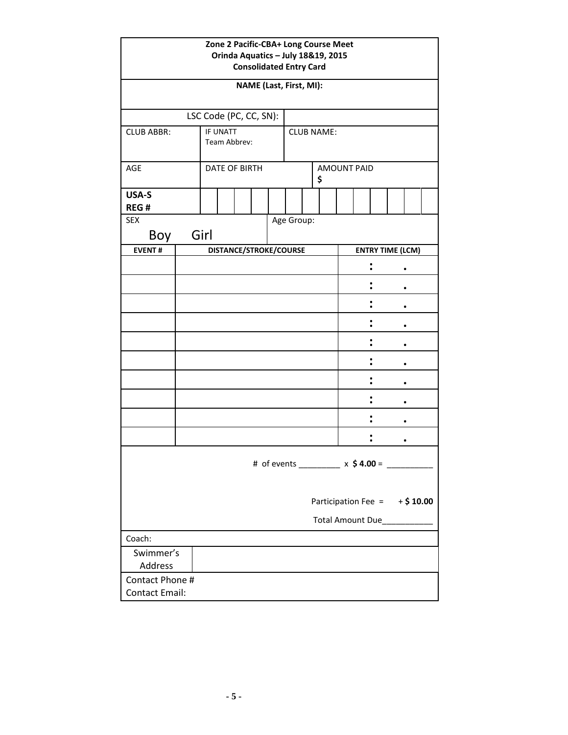**Zone 2 Pacific-CBA+ Long Course Meet**
**Orinda Aquatics – July 18&19, 2015**
**Consolidated Entry Card**

**NAME (Last, First, MI):**

LSC Code (PC, CC, SN):

| CLUB ABBR: | IF UNATT Team Abbrev: | CLUB NAME: |
|---|---|---|

| AGE | DATE OF BIRTH | AMOUNT PAID $ |
|---|---|---|

**USA-S REG #**

| | | | | | | | | | | | | | |
|---|---|---|---|---|---|---|---|---|---|---|---|---|---|

| SEX | Age Group: |
|---|---|
| Boy Girl | |

| EVENT # | DISTANCE/STROKE/COURSE | ENTRY TIME (LCM) |
|---|---|---|
| | | : . |
| | | : . |
| | | : . |
| | | : . |
| | | : . |
| | | : . |
| | | : . |
| | | : . |
| | | : . |
| | | : . |

# of events _________ x **$ 4.00** = __________

Participation Fee = + **$ 10.00**

Total Amount Due___________

Coach:

Swimmer's Address

Contact Phone #

Contact Email: